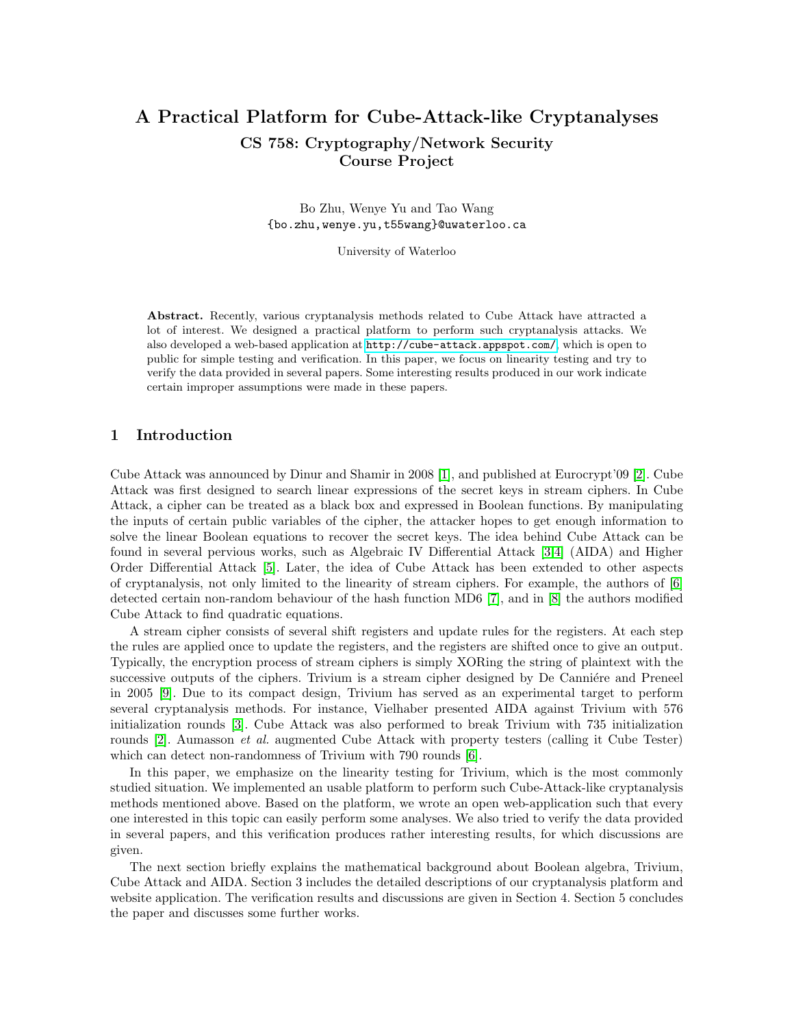# A Practical Platform for Cube-Attack-like Cryptanalyses

## CS 758: Cryptography/Network Security Course Project

Bo Zhu, Wenye Yu and Tao Wang
{bo.zhu,wenye.yu,t55wang}@uwaterloo.ca

University of Waterloo

**Abstract.** Recently, various cryptanalysis methods related to Cube Attack have attracted a lot of interest. We designed a practical platform to perform such cryptanalysis attacks. We also developed a web-based application at http://cube-attack.appspot.com/, which is open to public for simple testing and verification. In this paper, we focus on linearity testing and try to verify the data provided in several papers. Some interesting results produced in our work indicate certain improper assumptions were made in these papers.

## 1 Introduction

Cube Attack was announced by Dinur and Shamir in 2008 [1], and published at Eurocrypt'09 [2]. Cube Attack was first designed to search linear expressions of the secret keys in stream ciphers. In Cube Attack, a cipher can be treated as a black box and expressed in Boolean functions. By manipulating the inputs of certain public variables of the cipher, the attacker hopes to get enough information to solve the linear Boolean equations to recover the secret keys. The idea behind Cube Attack can be found in several pervious works, such as Algebraic IV Differential Attack [3,4] (AIDA) and Higher Order Differential Attack [5]. Later, the idea of Cube Attack has been extended to other aspects of cryptanalysis, not only limited to the linearity of stream ciphers. For example, the authors of [6] detected certain non-random behaviour of the hash function MD6 [7], and in [8] the authors modified Cube Attack to find quadratic equations.

A stream cipher consists of several shift registers and update rules for the registers. At each step the rules are applied once to update the registers, and the registers are shifted once to give an output. Typically, the encryption process of stream ciphers is simply XORing the string of plaintext with the successive outputs of the ciphers. Trivium is a stream cipher designed by De Canniére and Preneel in 2005 [9]. Due to its compact design, Trivium has served as an experimental target to perform several cryptanalysis methods. For instance, Vielhaber presented AIDA against Trivium with 576 initialization rounds [3]. Cube Attack was also performed to break Trivium with 735 initialization rounds [2]. Aumasson *et al.* augmented Cube Attack with property testers (calling it Cube Tester) which can detect non-randomness of Trivium with 790 rounds [6].

In this paper, we emphasize on the linearity testing for Trivium, which is the most commonly studied situation. We implemented an usable platform to perform such Cube-Attack-like cryptanalysis methods mentioned above. Based on the platform, we wrote an open web-application such that every one interested in this topic can easily perform some analyses. We also tried to verify the data provided in several papers, and this verification produces rather interesting results, for which discussions are given.

The next section briefly explains the mathematical background about Boolean algebra, Trivium, Cube Attack and AIDA. Section 3 includes the detailed descriptions of our cryptanalysis platform and website application. The verification results and discussions are given in Section 4. Section 5 concludes the paper and discusses some further works.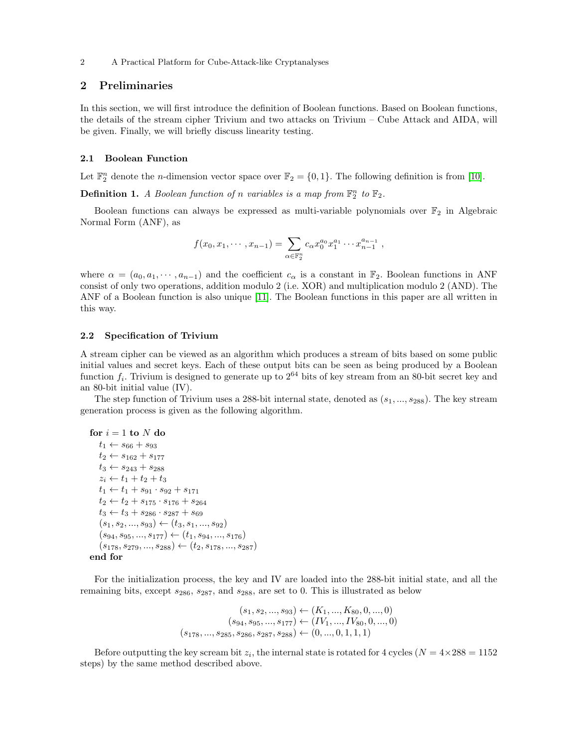## 2 Preliminaries

In this section, we will first introduce the definition of Boolean functions. Based on Boolean functions, the details of the stream cipher Trivium and two attacks on Trivium – Cube Attack and AIDA, will be given. Finally, we will briefly discuss linearity testing.

### 2.1 Boolean Function

Let $\mathbb{F}_2^n$ denote the $n$-dimension vector space over $\mathbb{F}_2 = \{0, 1\}$. The following definition is from [10].

**Definition 1.** *A Boolean function of $n$ variables is a map from $\mathbb{F}_2^n$ to $\mathbb{F}_2$.*

Boolean functions can always be expressed as multi-variable polynomials over $\mathbb{F}_2$ in Algebraic Normal Form (ANF), as

$$f(x_0, x_1, \cdots, x_{n-1}) = \sum_{\alpha \in \mathbb{F}_2^n} c_\alpha x_0^{a_0} x_1^{a_1} \cdots x_{n-1}^{a_{n-1}} ,$$

where $\alpha = (a_0, a_1, \cdots, a_{n-1})$ and the coefficient $c_\alpha$ is a constant in $\mathbb{F}_2$. Boolean functions in ANF consist of only two operations, addition modulo 2 (i.e. XOR) and multiplication modulo 2 (AND). The ANF of a Boolean function is also unique [11]. The Boolean functions in this paper are all written in this way.

### 2.2 Specification of Trivium

A stream cipher can be viewed as an algorithm which produces a stream of bits based on some public initial values and secret keys. Each of these output bits can be seen as being produced by a Boolean function $f_i$. Trivium is designed to generate up to $2^{64}$ bits of key stream from an 80-bit secret key and an 80-bit initial value (IV).

The step function of Trivium uses a 288-bit internal state, denoted as $(s_1, ..., s_{288})$. The key stream generation process is given as the following algorithm.

**for** $i = 1$ **to** $N$ **do**
  $t_1 \leftarrow s_{66} + s_{93}$
  $t_2 \leftarrow s_{162} + s_{177}$
  $t_3 \leftarrow s_{243} + s_{288}$
  $z_i \leftarrow t_1 + t_2 + t_3$
  $t_1 \leftarrow t_1 + s_{91} \cdot s_{92} + s_{171}$
  $t_2 \leftarrow t_2 + s_{175} \cdot s_{176} + s_{264}$
  $t_3 \leftarrow t_3 + s_{286} \cdot s_{287} + s_{69}$
  $(s_1, s_2, ..., s_{93}) \leftarrow (t_3, s_1, ..., s_{92})$
  $(s_{94}, s_{95}, ..., s_{177}) \leftarrow (t_1, s_{94}, ..., s_{176})$
  $(s_{178}, s_{279}, ..., s_{288}) \leftarrow (t_2, s_{178}, ..., s_{287})$
**end for**

For the initialization process, the key and IV are loaded into the 288-bit initial state, and all the remaining bits, except $s_{286}$, $s_{287}$, and $s_{288}$, are set to 0. This is illustrated as below

$$\begin{aligned}
(s_1, s_2, ..., s_{93}) &\leftarrow (K_1, ..., K_{80}, 0, ..., 0) \\
(s_{94}, s_{95}, ..., s_{177}) &\leftarrow (IV_1, ..., IV_{80}, 0, ..., 0) \\
(s_{178}, ..., s_{285}, s_{286}, s_{287}, s_{288}) &\leftarrow (0, ..., 0, 1, 1, 1)
\end{aligned}$$

Before outputting the key scream bit $z_i$, the internal state is rotated for 4 cycles ($N = 4 \times 288 = 1152$ steps) by the same method described above.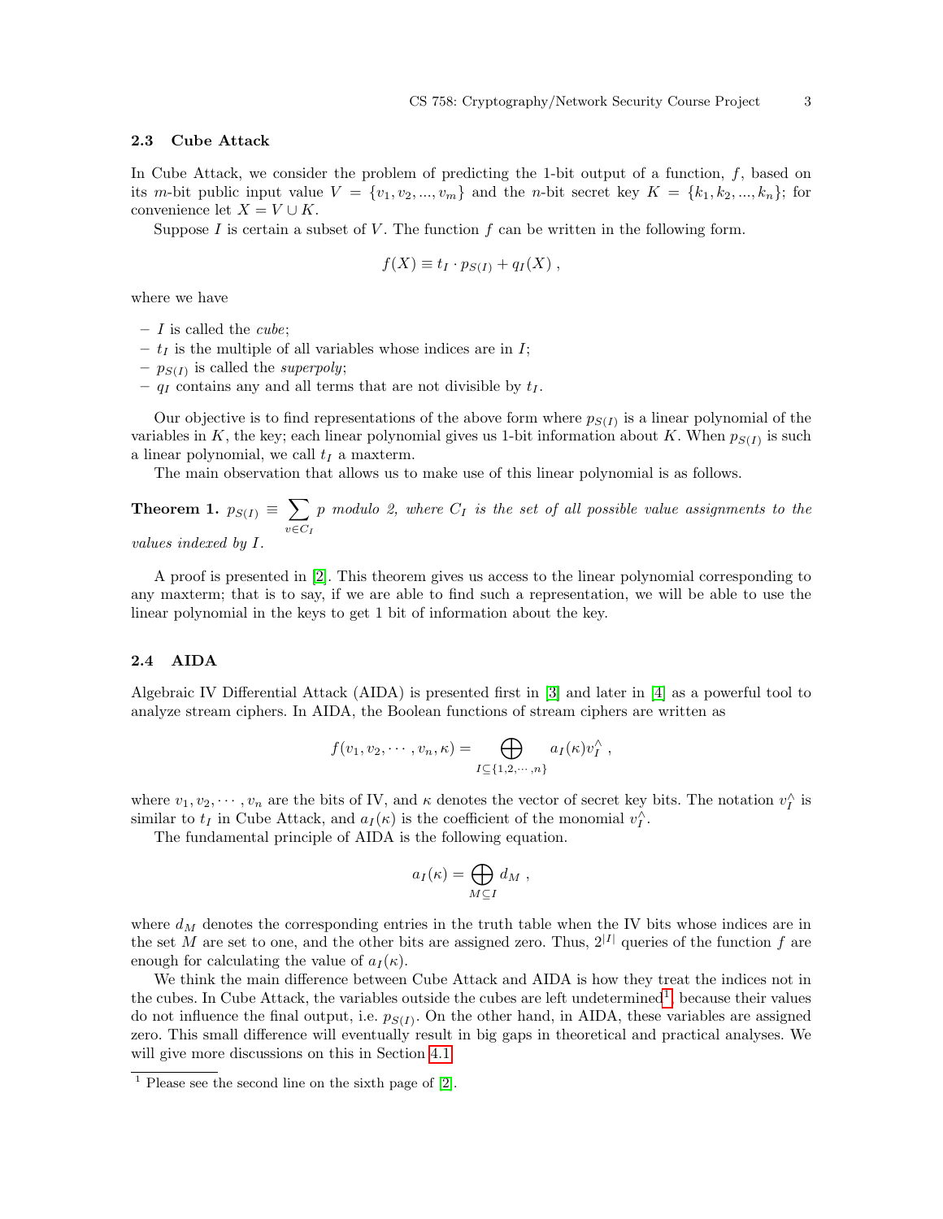### 2.3 Cube Attack

In Cube Attack, we consider the problem of predicting the 1-bit output of a function, $f$, based on its $m$-bit public input value $V = \{v_1, v_2, ..., v_m\}$ and the $n$-bit secret key $K = \{k_1, k_2, ..., k_n\}$; for convenience let $X = V \cup K$.

Suppose $I$ is certain a subset of $V$. The function $f$ can be written in the following form.

$$f(X) \equiv t_I \cdot p_{S(I)} + q_I(X) \ ,$$

where we have

- $I$ is called the *cube*;
- $t_I$ is the multiple of all variables whose indices are in $I$;
- $p_{S(I)}$ is called the *superpoly*;
- $q_I$ contains any and all terms that are not divisible by $t_I$.

Our objective is to find representations of the above form where $p_{S(I)}$ is a linear polynomial of the variables in $K$, the key; each linear polynomial gives us 1-bit information about $K$. When $p_{S(I)}$ is such a linear polynomial, we call $t_I$ a maxterm.

The main observation that allows us to make use of this linear polynomial is as follows.

**Theorem 1.** *$p_{S(I)} \equiv \sum_{v \in C_I} p$ modulo 2, where $C_I$ is the set of all possible value assignments to the values indexed by $I$.*

A proof is presented in [2]. This theorem gives us access to the linear polynomial corresponding to any maxterm; that is to say, if we are able to find such a representation, we will be able to use the linear polynomial in the keys to get 1 bit of information about the key.

### 2.4 AIDA

Algebraic IV Differential Attack (AIDA) is presented first in [3] and later in [4] as a powerful tool to analyze stream ciphers. In AIDA, the Boolean functions of stream ciphers are written as

$$f(v_1, v_2, \cdots, v_n, \kappa) = \bigoplus_{I \subseteq \{1,2,\cdots,n\}} a_I(\kappa) v_I^{\wedge} \ ,$$

where $v_1, v_2, \cdots, v_n$ are the bits of IV, and $\kappa$ denotes the vector of secret key bits. The notation $v_I^{\wedge}$ is similar to $t_I$ in Cube Attack, and $a_I(\kappa)$ is the coefficient of the monomial $v_I^{\wedge}$.

The fundamental principle of AIDA is the following equation.

$$a_I(\kappa) = \bigoplus_{M \subseteq I} d_M \ ,$$

where $d_M$ denotes the corresponding entries in the truth table when the IV bits whose indices are in the set $M$ are set to one, and the other bits are assigned zero. Thus, $2^{|I|}$ queries of the function $f$ are enough for calculating the value of $a_I(\kappa)$.

We think the main difference between Cube Attack and AIDA is how they treat the indices not in the cubes. In Cube Attack, the variables outside the cubes are left undetermined[1], because their values do not influence the final output, i.e. $p_{S(I)}$. On the other hand, in AIDA, these variables are assigned zero. This small difference will eventually result in big gaps in theoretical and practical analyses. We will give more discussions on this in Section 4.1.

[1] Please see the second line on the sixth page of [2].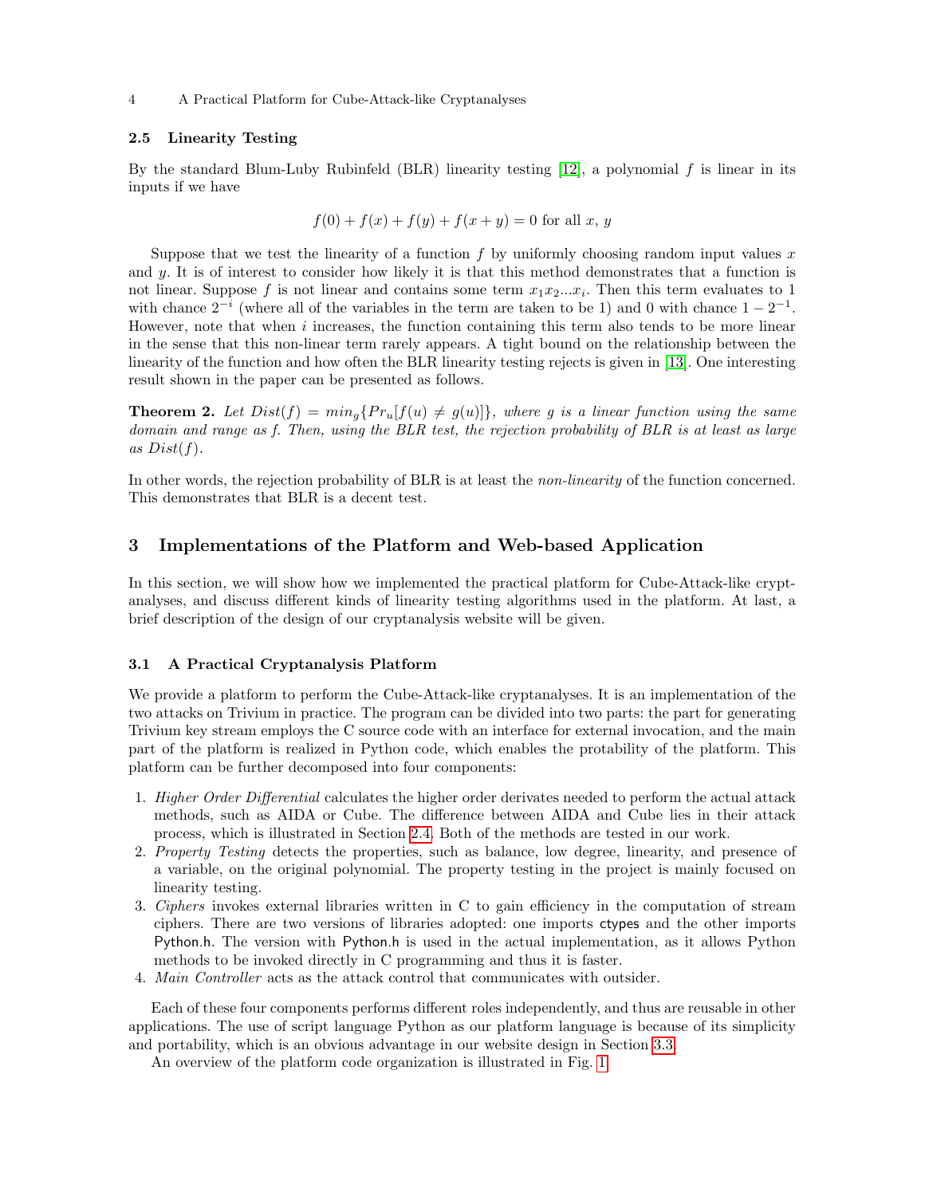### 2.5 Linearity Testing

By the standard Blum-Luby Rubinfeld (BLR) linearity testing [12], a polynomial $f$ is linear in its inputs if we have

$$f(0) + f(x) + f(y) + f(x + y) = 0 \text{ for all } x, y$$

Suppose that we test the linearity of a function $f$ by uniformly choosing random input values $x$ and $y$. It is of interest to consider how likely it is that this method demonstrates that a function is not linear. Suppose $f$ is not linear and contains some term $x_1 x_2 ... x_i$. Then this term evaluates to 1 with chance $2^{-i}$ (where all of the variables in the term are taken to be 1) and 0 with chance $1 - 2^{-1}$. However, note that when $i$ increases, the function containing this term also tends to be more linear in the sense that this non-linear term rarely appears. A tight bound on the relationship between the linearity of the function and how often the BLR linearity testing rejects is given in [13]. One interesting result shown in the paper can be presented as follows.

**Theorem 2.** *Let $Dist(f) = min_g\{Pr_u[f(u) \neq g(u)]\}$, where $g$ is a linear function using the same domain and range as $f$. Then, using the BLR test, the rejection probability of BLR is at least as large as $Dist(f)$.*

In other words, the rejection probability of BLR is at least the *non-linearity* of the function concerned. This demonstrates that BLR is a decent test.

## 3 Implementations of the Platform and Web-based Application

In this section, we will show how we implemented the practical platform for Cube-Attack-like cryptanalyses, and discuss different kinds of linearity testing algorithms used in the platform. At last, a brief description of the design of our cryptanalysis website will be given.

### 3.1 A Practical Cryptanalysis Platform

We provide a platform to perform the Cube-Attack-like cryptanalyses. It is an implementation of the two attacks on Trivium in practice. The program can be divided into two parts: the part for generating Trivium key stream employs the C source code with an interface for external invocation, and the main part of the platform is realized in Python code, which enables the protability of the platform. This platform can be further decomposed into four components:

1. *Higher Order Differential* calculates the higher order derivates needed to perform the actual attack methods, such as AIDA or Cube. The difference between AIDA and Cube lies in their attack process, which is illustrated in Section 2.4. Both of the methods are tested in our work.
2. *Property Testing* detects the properties, such as balance, low degree, linearity, and presence of a variable, on the original polynomial. The property testing in the project is mainly focused on linearity testing.
3. *Ciphers* invokes external libraries written in C to gain efficiency in the computation of stream ciphers. There are two versions of libraries adopted: one imports ctypes and the other imports Python.h. The version with Python.h is used in the actual implementation, as it allows Python methods to be invoked directly in C programming and thus it is faster.
4. *Main Controller* acts as the attack control that communicates with outsider.

Each of these four components performs different roles independently, and thus are reusable in other applications. The use of script language Python as our platform language is because of its simplicity and portability, which is an obvious advantage in our website design in Section 3.3.

An overview of the platform code organization is illustrated in Fig. 1.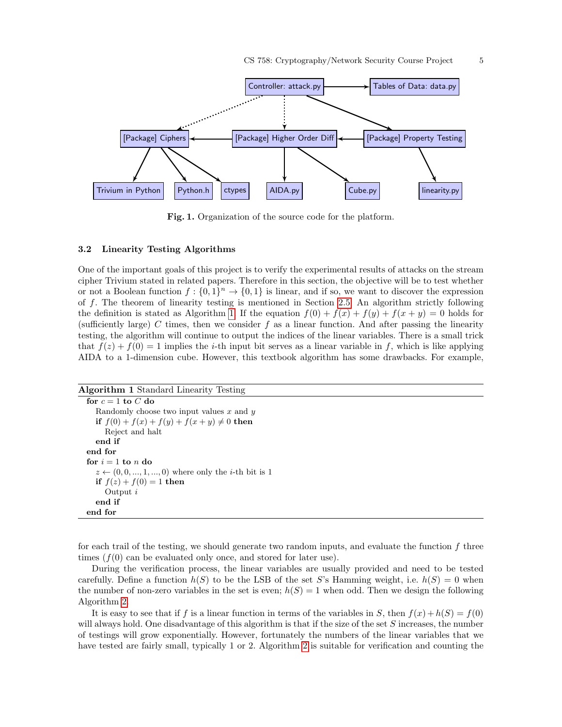Fig. 1. Organization of the source code for the platform.

### 3.2 Linearity Testing Algorithms

One of the important goals of this project is to verify the experimental results of attacks on the stream cipher Trivium stated in related papers. Therefore in this section, the objective will be to test whether or not a Boolean function $f : \{0,1\}^n \to \{0,1\}$ is linear, and if so, we want to discover the expression of $f$. The theorem of linearity testing is mentioned in Section 2.5. An algorithm strictly following the definition is stated as Algorithm 1. If the equation $f(0) + f(x) + f(y) + f(x + y) = 0$ holds for (sufficiently large) $C$ times, then we consider $f$ as a linear function. And after passing the linearity testing, the algorithm will continue to output the indices of the linear variables. There is a small trick that $f(z) + f(0) = 1$ implies the $i$-th input bit serves as a linear variable in $f$, which is like applying AIDA to a 1-dimension cube. However, this textbook algorithm has some drawbacks. For example,

**Algorithm 1** Standard Linearity Testing

```
for c = 1 to C do
    Randomly choose two input values x and y
    if f(0) + f(x) + f(y) + f(x + y) ≠ 0 then
        Reject and halt
    end if
end for
for i = 1 to n do
    z ← (0, 0, ..., 1, ..., 0) where only the i-th bit is 1
    if f(z) + f(0) = 1 then
        Output i
    end if
end for
```

for each trail of the testing, we should generate two random inputs, and evaluate the function $f$ three times ($f(0)$ can be evaluated only once, and stored for later use).

During the verification process, the linear variables are usually provided and need to be tested carefully. Define a function $h(S)$ to be the LSB of the set $S$'s Hamming weight, i.e. $h(S) = 0$ when the number of non-zero variables in the set is even; $h(S) = 1$ when odd. Then we design the following Algorithm 2.

It is easy to see that if $f$ is a linear function in terms of the variables in $S$, then $f(x) + h(S) = f(0)$ will always hold. One disadvantage of this algorithm is that if the size of the set $S$ increases, the number of testings will grow exponentially. However, fortunately the numbers of the linear variables that we have tested are fairly small, typically 1 or 2. Algorithm 2 is suitable for verification and counting the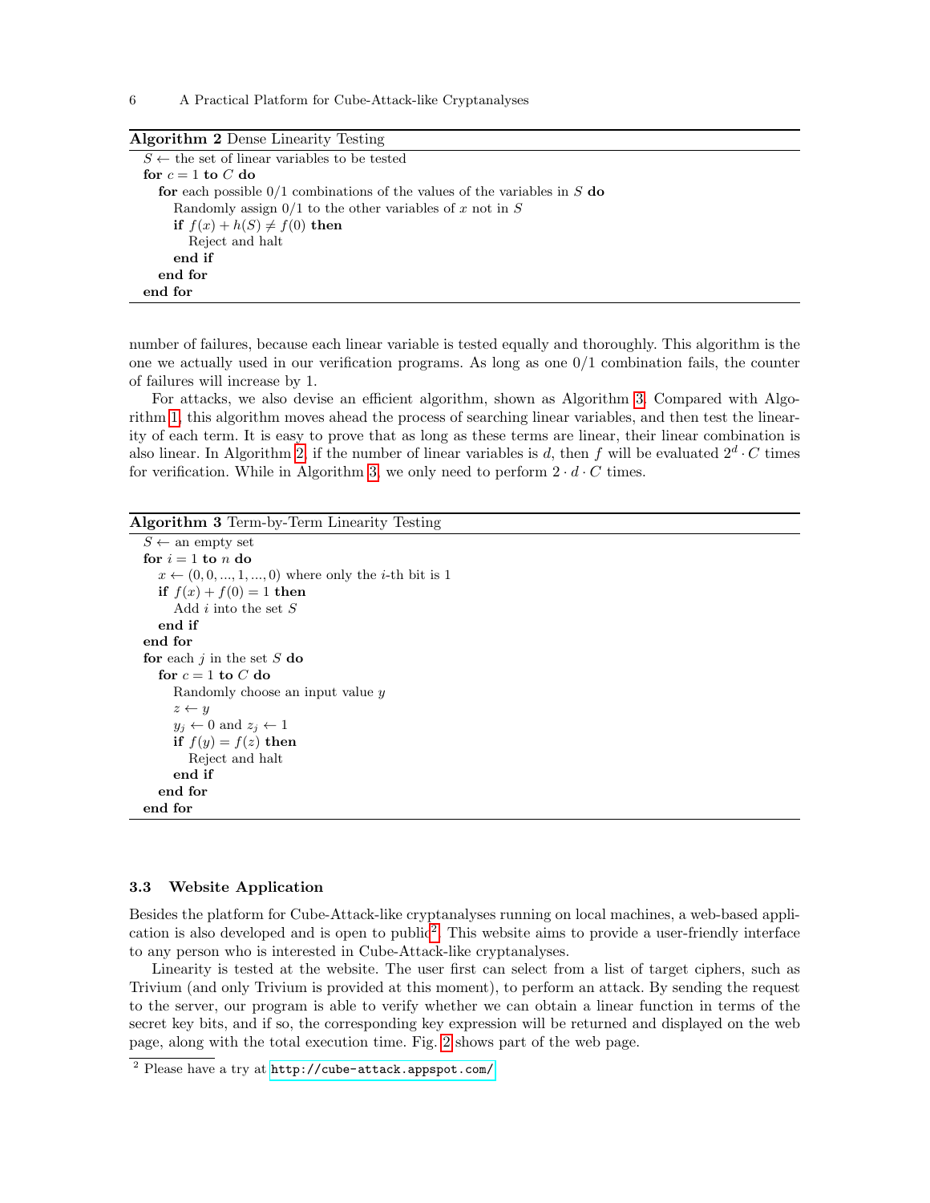**Algorithm 2** Dense Linearity Testing

```
S ← the set of linear variables to be tested
for c = 1 to C do
    for each possible 0/1 combinations of the values of the variables in S do
        Randomly assign 0/1 to the other variables of x not in S
        if f(x) + h(S) ≠ f(0) then
            Reject and halt
        end if
    end for
end for
```

number of failures, because each linear variable is tested equally and thoroughly. This algorithm is the one we actually used in our verification programs. As long as one 0/1 combination fails, the counter of failures will increase by 1.

For attacks, we also devise an efficient algorithm, shown as Algorithm 3. Compared with Algorithm 1, this algorithm moves ahead the process of searching linear variables, and then test the linearity of each term. It is easy to prove that as long as these terms are linear, their linear combination is also linear. In Algorithm 2, if the number of linear variables is $d$, then $f$ will be evaluated $2^d \cdot C$ times for verification. While in Algorithm 3, we only need to perform $2 \cdot d \cdot C$ times.

**Algorithm 3** Term-by-Term Linearity Testing

```
S ← an empty set
for i = 1 to n do
    x ← (0, 0, ..., 1, ..., 0) where only the i-th bit is 1
    if f(x) + f(0) = 1 then
        Add i into the set S
    end if
end for
for each j in the set S do
    for c = 1 to C do
        Randomly choose an input value y
        z ← y
        y_j ← 0 and z_j ← 1
        if f(y) = f(z) then
            Reject and halt
        end if
    end for
end for
```

### 3.3 Website Application

Besides the platform for Cube-Attack-like cryptanalyses running on local machines, a web-based application is also developed and is open to public[2]. This website aims to provide a user-friendly interface to any person who is interested in Cube-Attack-like cryptanalyses.

Linearity is tested at the website. The user first can select from a list of target ciphers, such as Trivium (and only Trivium is provided at this moment), to perform an attack. By sending the request to the server, our program is able to verify whether we can obtain a linear function in terms of the secret key bits, and if so, the corresponding key expression will be returned and displayed on the web page, along with the total execution time. Fig. 2 shows part of the web page.

[2] Please have a try at http://cube-attack.appspot.com/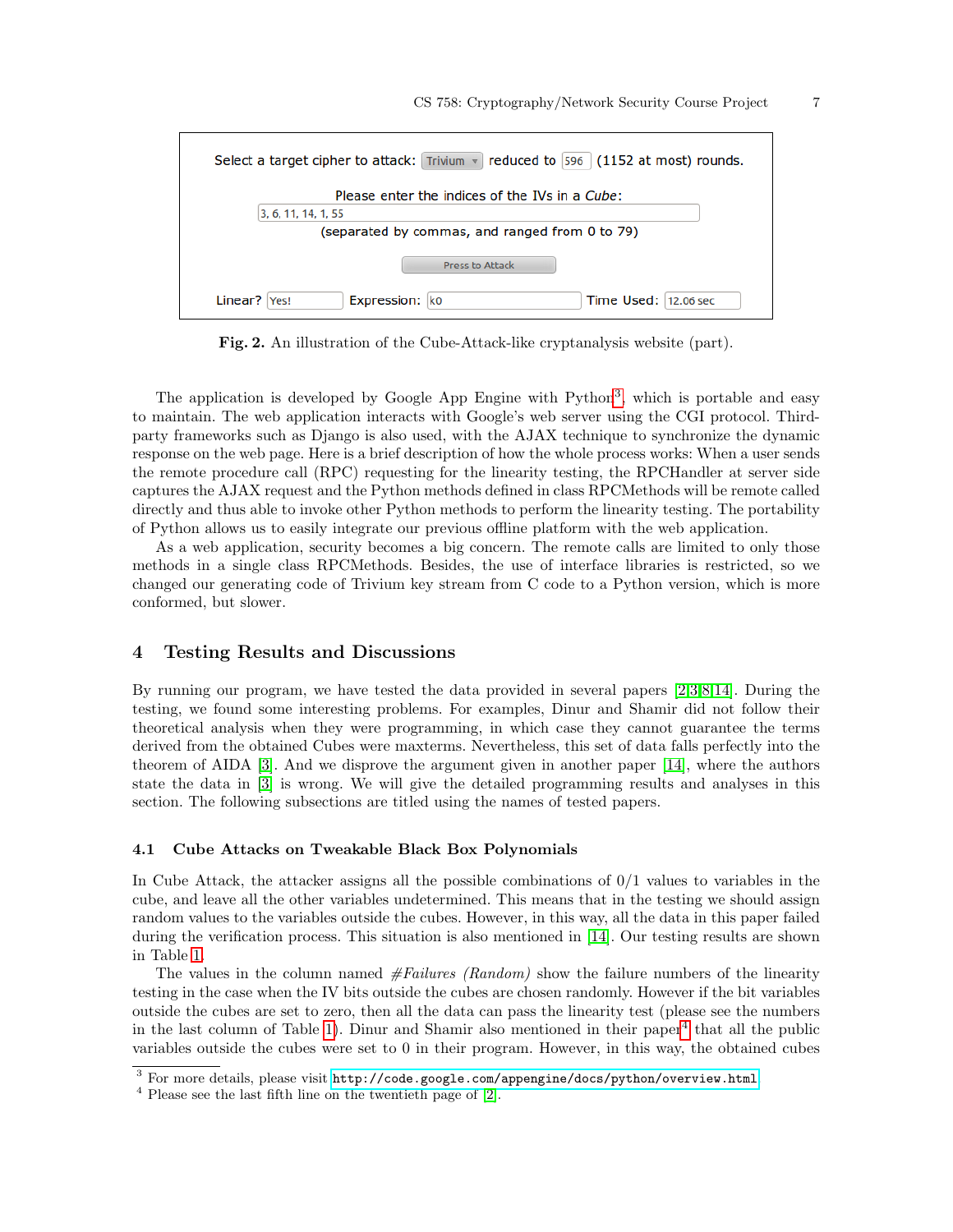Select a target cipher to attack: Trivium reduced to 596 (1152 at most) rounds.

Please enter the indices of the IVs in a *Cube*:

3, 6, 11, 14, 1, 55

(separated by commas, and ranged from 0 to 79)

Press to Attack

Linear? Yes! Expression: k0 Time Used: 12.06 sec

**Fig. 2.** An illustration of the Cube-Attack-like cryptanalysis website (part).

The application is developed by Google App Engine with Python[3], which is portable and easy to maintain. The web application interacts with Google's web server using the CGI protocol. Third-party frameworks such as Django is also used, with the AJAX technique to synchronize the dynamic response on the web page. Here is a brief description of how the whole process works: When a user sends the remote procedure call (RPC) requesting for the linearity testing, the RPCHandler at server side captures the AJAX request and the Python methods defined in class RPCMethods will be remote called directly and thus able to invoke other Python methods to perform the linearity testing. The portability of Python allows us to easily integrate our previous offline platform with the web application.

As a web application, security becomes a big concern. The remote calls are limited to only those methods in a single class RPCMethods. Besides, the use of interface libraries is restricted, so we changed our generating code of Trivium key stream from C code to a Python version, which is more conformed, but slower.

## 4 Testing Results and Discussions

By running our program, we have tested the data provided in several papers [2][3][8][14]. During the testing, we found some interesting problems. For examples, Dinur and Shamir did not follow their theoretical analysis when they were programming, in which case they cannot guarantee the terms derived from the obtained Cubes were maxterms. Nevertheless, this set of data falls perfectly into the theorem of AIDA [3]. And we disprove the argument given in another paper [14], where the authors state the data in [3] is wrong. We will give the detailed programming results and analyses in this section. The following subsections are titled using the names of tested papers.

### 4.1 Cube Attacks on Tweakable Black Box Polynomials

In Cube Attack, the attacker assigns all the possible combinations of 0/1 values to variables in the cube, and leave all the other variables undetermined. This means that in the testing we should assign random values to the variables outside the cubes. However, in this way, all the data in this paper failed during the verification process. This situation is also mentioned in [14]. Our testing results are shown in Table 1.

The values in the column named *#Failures (Random)* show the failure numbers of the linearity testing in the case when the IV bits outside the cubes are chosen randomly. However if the bit variables outside the cubes are set to zero, then all the data can pass the linearity test (please see the numbers in the last column of Table 1). Dinur and Shamir also mentioned in their paper[4] that all the public variables outside the cubes were set to 0 in their program. However, in this way, the obtained cubes

[3] For more details, please visit http://code.google.com/appengine/docs/python/overview.html

[4] Please see the last fifth line on the twentieth page of [2].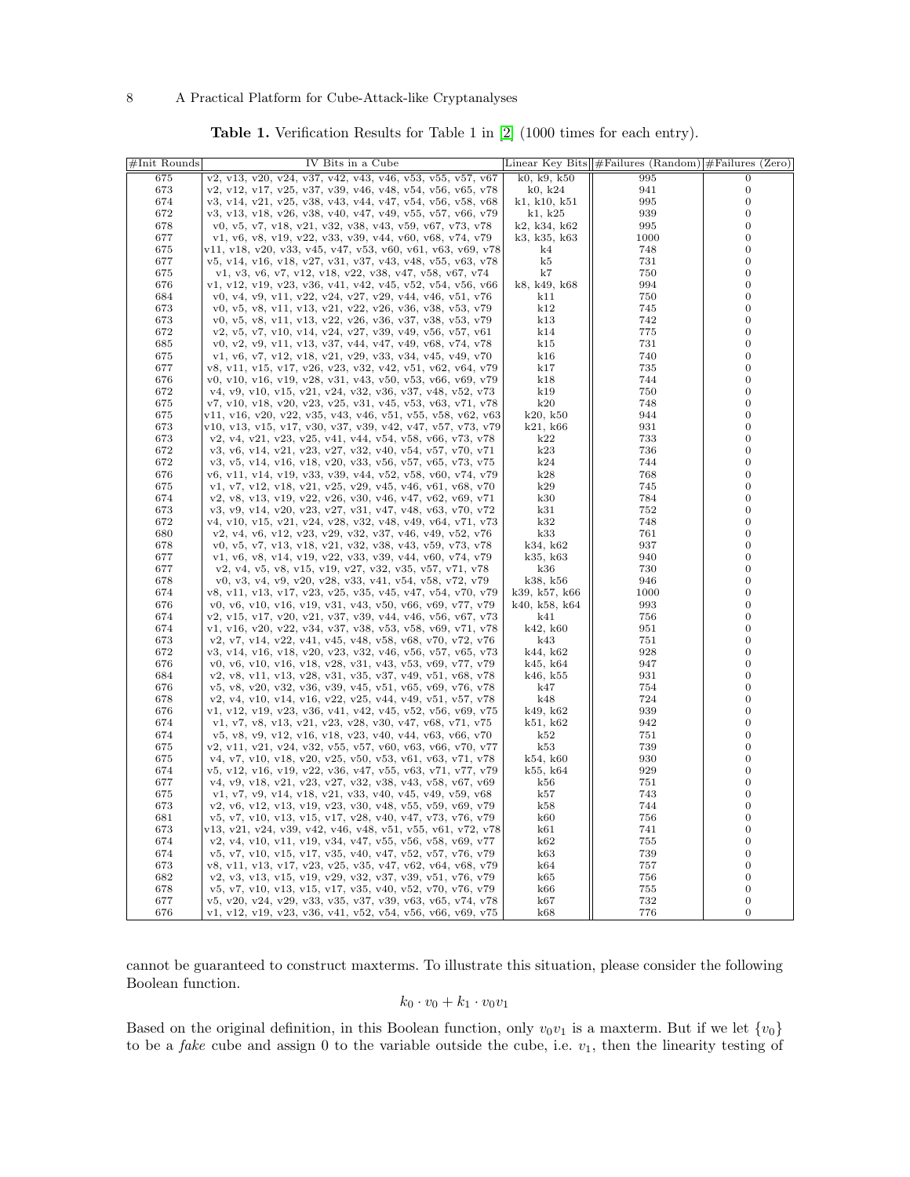**Table 1.** Verification Results for Table 1 in [2] (1000 times for each entry).

| #Init Rounds | IV Bits in a Cube | Linear Key Bits | #Failures (Random) | #Failures (Zero) |
|---|---|---|---|---|
| 675 | v2, v13, v20, v24, v37, v42, v43, v46, v53, v55, v57, v67 | k0, k9, k50 | 995 | 0 |
| 673 | v2, v12, v17, v25, v37, v39, v46, v48, v54, v56, v65, v78 | k0, k24 | 941 | 0 |
| 674 | v3, v14, v21, v25, v38, v43, v44, v47, v54, v56, v58, v68 | k1, k10, k51 | 995 | 0 |
| 672 | v3, v13, v18, v26, v38, v40, v47, v49, v55, v57, v66, v79 | k1, k25 | 939 | 0 |
| 678 | v0, v5, v7, v18, v21, v32, v38, v43, v59, v67, v73, v78 | k2, k34, k62 | 995 | 0 |
| 677 | v1, v6, v8, v19, v22, v33, v39, v44, v60, v68, v74, v79 | k3, k35, k63 | 1000 | 0 |
| 675 | v11, v18, v20, v33, v45, v47, v53, v60, v61, v63, v69, v78 | k4 | 748 | 0 |
| 677 | v5, v14, v16, v18, v27, v31, v37, v43, v48, v55, v63, v78 | k5 | 731 | 0 |
| 675 | v1, v3, v6, v7, v12, v18, v22, v38, v47, v58, v67, v74 | k7 | 750 | 0 |
| 676 | v1, v12, v19, v23, v36, v41, v42, v45, v52, v54, v56, v66 | k8, k49, k68 | 994 | 0 |
| 684 | v0, v4, v9, v11, v22, v24, v27, v29, v44, v46, v51, v76 | k11 | 750 | 0 |
| 673 | v0, v5, v8, v11, v13, v21, v22, v26, v36, v38, v53, v79 | k12 | 745 | 0 |
| 673 | v0, v5, v8, v11, v13, v22, v26, v36, v37, v38, v53, v79 | k13 | 742 | 0 |
| 672 | v2, v5, v7, v10, v14, v24, v27, v39, v49, v56, v57, v61 | k14 | 775 | 0 |
| 685 | v0, v2, v9, v11, v13, v37, v44, v47, v49, v68, v74, v78 | k15 | 731 | 0 |
| 675 | v1, v6, v7, v12, v18, v21, v29, v33, v34, v45, v49, v70 | k16 | 740 | 0 |
| 677 | v8, v11, v15, v17, v26, v23, v32, v42, v51, v62, v64, v79 | k17 | 735 | 0 |
| 676 | v0, v10, v16, v19, v28, v31, v43, v50, v53, v66, v69, v79 | k18 | 744 | 0 |
| 672 | v4, v9, v10, v15, v21, v24, v32, v36, v37, v48, v52, v73 | k19 | 750 | 0 |
| 675 | v7, v10, v18, v20, v23, v25, v31, v45, v53, v63, v71, v78 | k20 | 748 | 0 |
| 675 | v11, v16, v20, v22, v35, v43, v46, v51, v55, v58, v62, v63 | k20, k50 | 944 | 0 |
| 673 | v10, v13, v15, v17, v30, v37, v39, v42, v47, v57, v73, v79 | k21, k66 | 931 | 0 |
| 673 | v2, v4, v21, v23, v25, v41, v44, v54, v58, v66, v73, v78 | k22 | 733 | 0 |
| 672 | v3, v6, v14, v21, v23, v27, v32, v40, v54, v57, v70, v71 | k23 | 736 | 0 |
| 672 | v3, v5, v14, v16, v18, v20, v33, v56, v57, v65, v73, v75 | k24 | 744 | 0 |
| 676 | v6, v11, v14, v19, v33, v39, v44, v52, v58, v60, v74, v79 | k28 | 768 | 0 |
| 675 | v1, v7, v12, v18, v21, v25, v29, v45, v46, v61, v68, v70 | k29 | 745 | 0 |
| 674 | v2, v8, v13, v19, v22, v26, v30, v46, v47, v62, v69, v71 | k30 | 784 | 0 |
| 673 | v3, v9, v14, v20, v23, v27, v31, v47, v48, v63, v70, v72 | k31 | 752 | 0 |
| 672 | v4, v10, v15, v21, v24, v28, v32, v48, v49, v64, v71, v73 | k32 | 748 | 0 |
| 680 | v2, v4, v6, v12, v23, v29, v32, v37, v46, v49, v52, v76 | k33 | 761 | 0 |
| 678 | v0, v5, v7, v13, v18, v21, v32, v38, v43, v59, v73, v78 | k34, k62 | 937 | 0 |
| 677 | v1, v6, v8, v14, v19, v22, v33, v39, v44, v60, v74, v79 | k35, k63 | 940 | 0 |
| 677 | v2, v4, v5, v8, v15, v19, v27, v32, v35, v57, v71, v78 | k36 | 730 | 0 |
| 678 | v0, v3, v4, v9, v20, v28, v33, v41, v54, v58, v72, v79 | k38, k56 | 946 | 0 |
| 674 | v8, v11, v13, v17, v23, v25, v35, v45, v47, v54, v70, v79 | k39, k57, k66 | 1000 | 0 |
| 676 | v0, v6, v10, v16, v19, v31, v43, v50, v66, v69, v77, v79 | k40, k58, k64 | 993 | 0 |
| 674 | v2, v15, v17, v20, v21, v37, v39, v44, v46, v56, v67, v73 | k41 | 756 | 0 |
| 674 | v1, v16, v20, v22, v34, v37, v38, v53, v58, v69, v71, v78 | k42, k60 | 951 | 0 |
| 673 | v2, v7, v14, v22, v41, v45, v48, v58, v68, v70, v72, v76 | k43 | 751 | 0 |
| 672 | v3, v14, v16, v18, v20, v23, v32, v46, v56, v57, v65, v73 | k44, k62 | 928 | 0 |
| 676 | v0, v6, v10, v16, v18, v28, v31, v43, v53, v69, v77, v79 | k45, k64 | 947 | 0 |
| 684 | v2, v8, v11, v13, v28, v31, v35, v37, v49, v51, v68, v78 | k46, k55 | 931 | 0 |
| 676 | v5, v8, v20, v32, v36, v39, v45, v51, v65, v69, v76, v78 | k47 | 754 | 0 |
| 678 | v2, v4, v10, v14, v16, v22, v25, v44, v49, v51, v57, v78 | k48 | 724 | 0 |
| 676 | v1, v12, v19, v23, v36, v41, v42, v45, v52, v56, v69, v75 | k49, k62 | 939 | 0 |
| 674 | v1, v7, v8, v13, v21, v23, v28, v30, v47, v68, v71, v75 | k51, k62 | 942 | 0 |
| 674 | v5, v8, v9, v12, v16, v18, v23, v40, v44, v63, v66, v70 | k52 | 751 | 0 |
| 675 | v2, v11, v21, v24, v32, v55, v57, v60, v63, v66, v70, v77 | k53 | 739 | 0 |
| 675 | v4, v7, v10, v18, v20, v25, v50, v53, v61, v63, v71, v78 | k54, k60 | 930 | 0 |
| 674 | v5, v12, v16, v19, v22, v36, v47, v55, v63, v71, v77, v79 | k55, k64 | 929 | 0 |
| 677 | v4, v9, v18, v21, v23, v27, v32, v38, v43, v58, v67, v69 | k56 | 751 | 0 |
| 675 | v1, v7, v9, v14, v18, v21, v33, v40, v45, v49, v59, v68 | k57 | 743 | 0 |
| 673 | v2, v6, v12, v13, v19, v23, v30, v48, v55, v59, v69, v79 | k58 | 744 | 0 |
| 681 | v5, v7, v10, v13, v15, v17, v28, v40, v47, v73, v76, v79 | k60 | 756 | 0 |
| 673 | v13, v21, v24, v39, v42, v46, v48, v51, v55, v61, v72, v78 | k61 | 741 | 0 |
| 674 | v2, v4, v10, v11, v19, v34, v47, v55, v56, v58, v69, v77 | k62 | 755 | 0 |
| 674 | v5, v7, v10, v15, v17, v35, v40, v47, v52, v57, v76, v79 | k63 | 739 | 0 |
| 673 | v8, v11, v13, v17, v23, v25, v35, v47, v62, v64, v68, v79 | k64 | 757 | 0 |
| 682 | v2, v3, v13, v15, v19, v29, v32, v37, v39, v51, v76, v79 | k65 | 756 | 0 |
| 678 | v5, v7, v10, v13, v15, v17, v35, v40, v52, v70, v76, v79 | k66 | 755 | 0 |
| 677 | v5, v20, v24, v29, v33, v35, v37, v39, v63, v65, v74, v78 | k67 | 732 | 0 |
| 676 | v1, v12, v19, v23, v36, v41, v52, v54, v56, v66, v69, v75 | k68 | 776 | 0 |

cannot be guaranteed to construct maxterms. To illustrate this situation, please consider the following Boolean function.

$$k_0 \cdot v_0 + k_1 \cdot v_0 v_1$$

Based on the original definition, in this Boolean function, only $v_0 v_1$ is a maxterm. But if we let $\{v_0\}$ to be a *fake* cube and assign 0 to the variable outside the cube, i.e. $v_1$, then the linearity testing of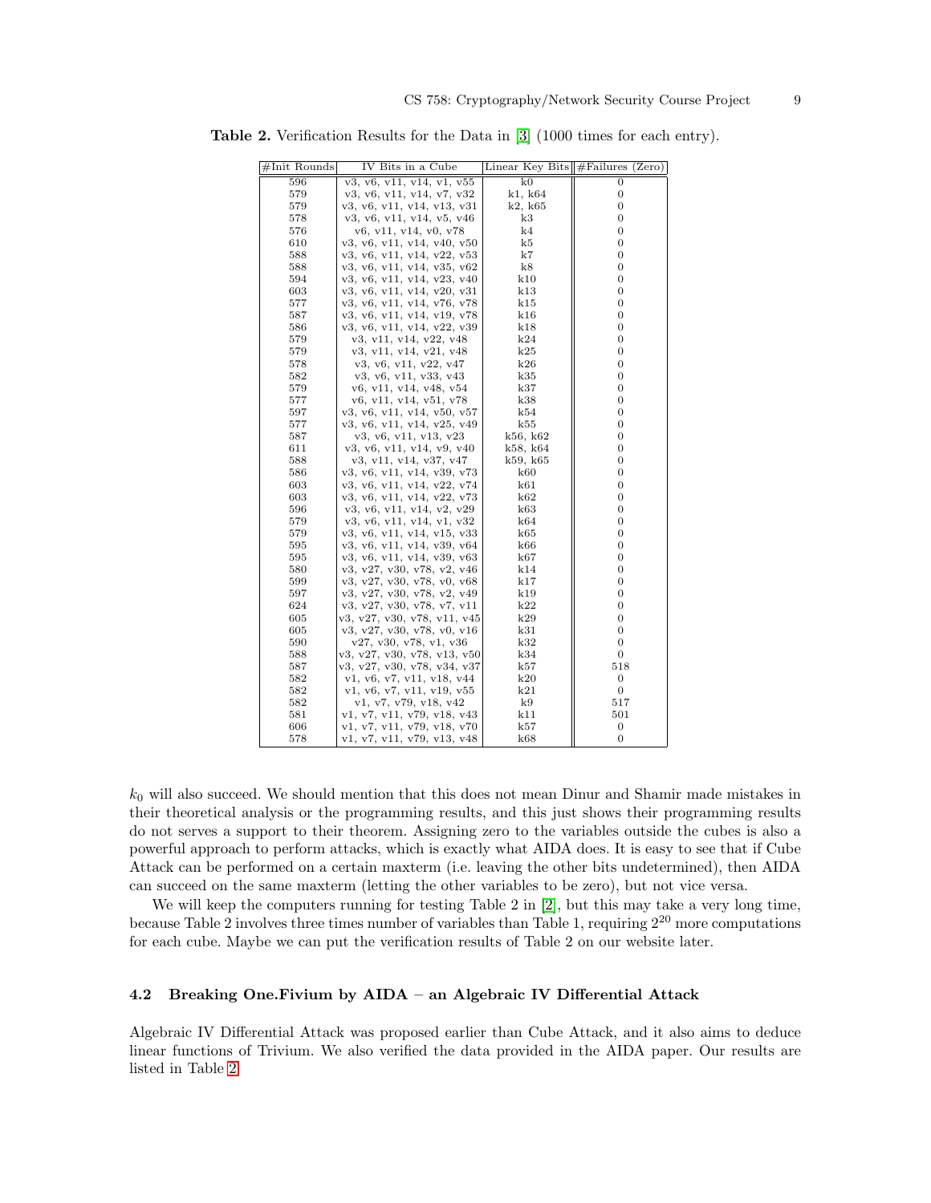**Table 2.** Verification Results for the Data in [3] (1000 times for each entry).

| #Init Rounds | IV Bits in a Cube | Linear Key Bits | #Failures (Zero) |
|---|---|---|---|
| 596 | v3, v6, v11, v14, v1, v55 | k0 | 0 |
| 579 | v3, v6, v11, v14, v7, v32 | k1, k64 | 0 |
| 579 | v3, v6, v11, v14, v13, v31 | k2, k65 | 0 |
| 578 | v3, v6, v11, v14, v5, v46 | k3 | 0 |
| 576 | v6, v11, v14, v0, v78 | k4 | 0 |
| 610 | v3, v6, v11, v14, v40, v50 | k5 | 0 |
| 588 | v3, v6, v11, v14, v22, v53 | k7 | 0 |
| 588 | v3, v6, v11, v14, v35, v62 | k8 | 0 |
| 594 | v3, v6, v11, v14, v23, v40 | k10 | 0 |
| 603 | v3, v6, v11, v14, v20, v31 | k13 | 0 |
| 577 | v3, v6, v11, v14, v76, v78 | k15 | 0 |
| 587 | v3, v6, v11, v14, v19, v78 | k16 | 0 |
| 586 | v3, v6, v11, v14, v22, v39 | k18 | 0 |
| 579 | v3, v11, v14, v22, v48 | k24 | 0 |
| 579 | v3, v11, v14, v21, v48 | k25 | 0 |
| 578 | v3, v6, v11, v22, v47 | k26 | 0 |
| 582 | v3, v6, v11, v33, v43 | k35 | 0 |
| 579 | v6, v11, v14, v48, v54 | k37 | 0 |
| 577 | v6, v11, v14, v51, v78 | k38 | 0 |
| 597 | v3, v6, v11, v14, v50, v57 | k54 | 0 |
| 577 | v3, v6, v11, v14, v25, v49 | k55 | 0 |
| 587 | v3, v6, v11, v13, v23 | k56, k62 | 0 |
| 611 | v3, v6, v11, v14, v9, v40 | k58, k64 | 0 |
| 588 | v3, v11, v14, v37, v47 | k59, k65 | 0 |
| 586 | v3, v6, v11, v14, v39, v73 | k60 | 0 |
| 603 | v3, v6, v11, v14, v22, v74 | k61 | 0 |
| 603 | v3, v6, v11, v14, v22, v73 | k62 | 0 |
| 596 | v3, v6, v11, v14, v2, v29 | k63 | 0 |
| 579 | v3, v6, v11, v14, v1, v32 | k64 | 0 |
| 579 | v3, v6, v11, v14, v15, v33 | k65 | 0 |
| 595 | v3, v6, v11, v14, v39, v64 | k66 | 0 |
| 595 | v3, v6, v11, v14, v39, v63 | k67 | 0 |
| 580 | v3, v27, v30, v78, v2, v46 | k14 | 0 |
| 599 | v3, v27, v30, v78, v0, v68 | k17 | 0 |
| 597 | v3, v27, v30, v78, v2, v49 | k19 | 0 |
| 624 | v3, v27, v30, v78, v7, v11 | k22 | 0 |
| 605 | v3, v27, v30, v78, v11, v45 | k29 | 0 |
| 605 | v3, v27, v30, v78, v0, v16 | k31 | 0 |
| 590 | v27, v30, v78, v1, v36 | k32 | 0 |
| 588 | v3, v27, v30, v78, v13, v50 | k34 | 0 |
| 587 | v3, v27, v30, v78, v34, v37 | k57 | 518 |
| 582 | v1, v6, v7, v11, v18, v44 | k20 | 0 |
| 582 | v1, v6, v7, v11, v19, v55 | k21 | 0 |
| 582 | v1, v7, v79, v18, v42 | k9 | 517 |
| 581 | v1, v7, v11, v79, v18, v43 | k11 | 501 |
| 606 | v1, v7, v11, v79, v18, v70 | k57 | 0 |
| 578 | v1, v7, v11, v79, v13, v48 | k68 | 0 |

$k_0$ will also succeed. We should mention that this does not mean Dinur and Shamir made mistakes in their theoretical analysis or the programming results, and this just shows their programming results do not serves a support to their theorem. Assigning zero to the variables outside the cubes is also a powerful approach to perform attacks, which is exactly what AIDA does. It is easy to see that if Cube Attack can be performed on a certain maxterm (i.e. leaving the other bits undetermined), then AIDA can succeed on the same maxterm (letting the other variables to be zero), but not vice versa.

We will keep the computers running for testing Table 2 in [2], but this may take a very long time, because Table 2 involves three times number of variables than Table 1, requiring $2^{20}$ more computations for each cube. Maybe we can put the verification results of Table 2 on our website later.

### 4.2 Breaking One.Fivium by AIDA – an Algebraic IV Differential Attack

Algebraic IV Differential Attack was proposed earlier than Cube Attack, and it also aims to deduce linear functions of Trivium. We also verified the data provided in the AIDA paper. Our results are listed in Table 2.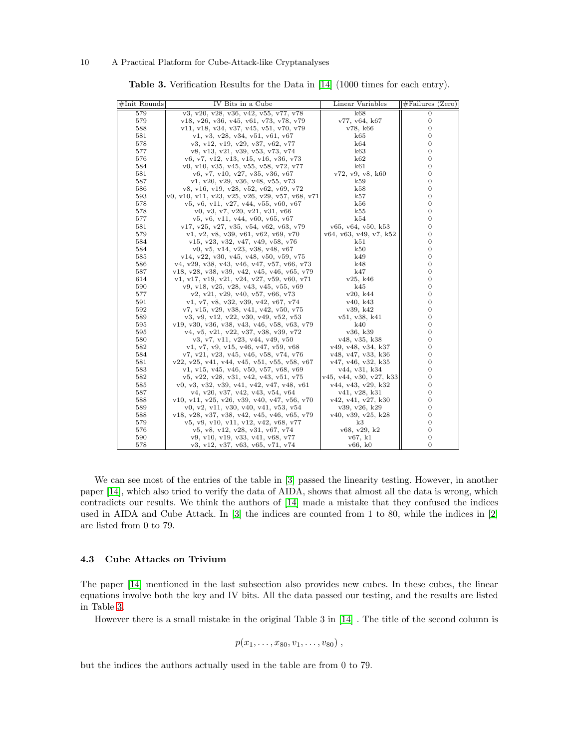**Table 3.** Verification Results for the Data in [14] (1000 times for each entry).

| #Init Rounds | IV Bits in a Cube | Linear Variables | #Failures (Zero) |
|---|---|---|---|
| 579 | v3, v20, v28, v36, v42, v55, v77, v78 | k68 | 0 |
| 579 | v18, v26, v36, v45, v61, v73, v78, v79 | v77, v64, k67 | 0 |
| 588 | v11, v18, v34, v37, v45, v51, v70, v79 | v78, k66 | 0 |
| 581 | v1, v3, v28, v34, v51, v61, v67 | k65 | 0 |
| 578 | v3, v12, v19, v29, v37, v62, v77 | k64 | 0 |
| 577 | v8, v13, v21, v39, v53, v73, v74 | k63 | 0 |
| 576 | v6, v7, v12, v13, v15, v16, v36, v73 | k62 | 0 |
| 584 | v0, v10, v35, v45, v55, v58, v72, v77 | k61 | 0 |
| 581 | v6, v7, v10, v27, v35, v36, v67 | v72, v9, v8, k60 | 0 |
| 587 | v1, v20, v29, v36, v48, v55, v73 | k59 | 0 |
| 586 | v8, v16, v19, v28, v52, v62, v69, v72 | k58 | 0 |
| 593 | v0, v10, v11, v23, v25, v26, v29, v57, v68, v71 | k57 | 0 |
| 578 | v5, v6, v11, v27, v44, v55, v60, v67 | k56 | 0 |
| 578 | v0, v3, v7, v20, v21, v31, v66 | k55 | 0 |
| 577 | v5, v6, v11, v44, v60, v65, v67 | k54 | 0 |
| 581 | v17, v25, v27, v35, v54, v62, v63, v79 | v65, v64, v50, k53 | 0 |
| 579 | v1, v2, v8, v39, v61, v62, v69, v70 | v64, v63, v49, v7, k52 | 0 |
| 584 | v15, v23, v32, v47, v49, v58, v76 | k51 | 0 |
| 584 | v0, v5, v14, v23, v38, v48, v67 | k50 | 0 |
| 585 | v14, v22, v30, v45, v48, v50, v59, v75 | k49 | 0 |
| 586 | v4, v29, v38, v43, v46, v47, v57, v66, v73 | k48 | 0 |
| 587 | v18, v28, v38, v39, v42, v45, v46, v65, v79 | k47 | 0 |
| 614 | v1, v17, v19, v21, v24, v27, v59, v60, v71 | v25, k46 | 0 |
| 590 | v9, v18, v25, v28, v43, v45, v55, v69 | k45 | 0 |
| 577 | v2, v21, v29, v40, v57, v66, v73 | v20, k44 | 0 |
| 591 | v1, v7, v8, v32, v39, v42, v67, v74 | v40, k43 | 0 |
| 592 | v7, v15, v29, v38, v41, v42, v50, v75 | v39, k42 | 0 |
| 589 | v3, v9, v12, v22, v30, v49, v52, v53 | v51, v38, k41 | 0 |
| 595 | v19, v30, v36, v38, v43, v46, v58, v63, v79 | k40 | 0 |
| 595 | v4, v5, v21, v22, v37, v38, v39, v72 | v36, k39 | 0 |
| 580 | v3, v7, v11, v23, v44, v49, v50 | v48, v35, k38 | 0 |
| 582 | v1, v7, v9, v15, v46, v47, v59, v68 | v49, v48, v34, k37 | 0 |
| 584 | v7, v21, v23, v45, v46, v58, v74, v76 | v48, v47, v33, k36 | 0 |
| 581 | v22, v25, v41, v44, v45, v51, v55, v58, v67 | v47, v46, v32, k35 | 0 |
| 583 | v1, v15, v45, v46, v50, v57, v68, v69 | v44, v31, k34 | 0 |
| 582 | v5, v22, v28, v31, v42, v43, v51, v75 | v45, v44, v30, v27, k33 | 0 |
| 585 | v0, v3, v32, v39, v41, v42, v47, v48, v61 | v44, v43, v29, k32 | 0 |
| 587 | v4, v20, v37, v42, v43, v54, v64 | v41, v28, k31 | 0 |
| 588 | v10, v11, v25, v26, v39, v40, v47, v56, v70 | v42, v41, v27, k30 | 0 |
| 589 | v0, v2, v11, v30, v40, v41, v53, v54 | v39, v26, k29 | 0 |
| 588 | v18, v28, v37, v38, v42, v45, v46, v65, v79 | v40, v39, v25, k28 | 0 |
| 579 | v5, v9, v10, v11, v12, v42, v68, v77 | k3 | 0 |
| 576 | v5, v8, v12, v28, v31, v67, v74 | v68, v29, k2 | 0 |
| 590 | v9, v10, v19, v33, v41, v68, v77 | v67, k1 | 0 |
| 578 | v3, v12, v37, v63, v65, v71, v74 | v66, k0 | 0 |

We can see most of the entries of the table in [3] passed the linearity testing. However, in another paper [14], which also tried to verify the data of AIDA, shows that almost all the data is wrong, which contradicts our results. We think the authors of [14] made a mistake that they confused the indices used in AIDA and Cube Attack. In [3] the indices are counted from 1 to 80, while the indices in [2] are listed from 0 to 79.

### 4.3 Cube Attacks on Trivium

The paper [14] mentioned in the last subsection also provides new cubes. In these cubes, the linear equations involve both the key and IV bits. All the data passed our testing, and the results are listed in Table 3.

However there is a small mistake in the original Table 3 in [14] . The title of the second column is

$$p(x_1, \ldots, x_{80}, v_1, \ldots, v_{80}) ,$$

but the indices the authors actually used in the table are from 0 to 79.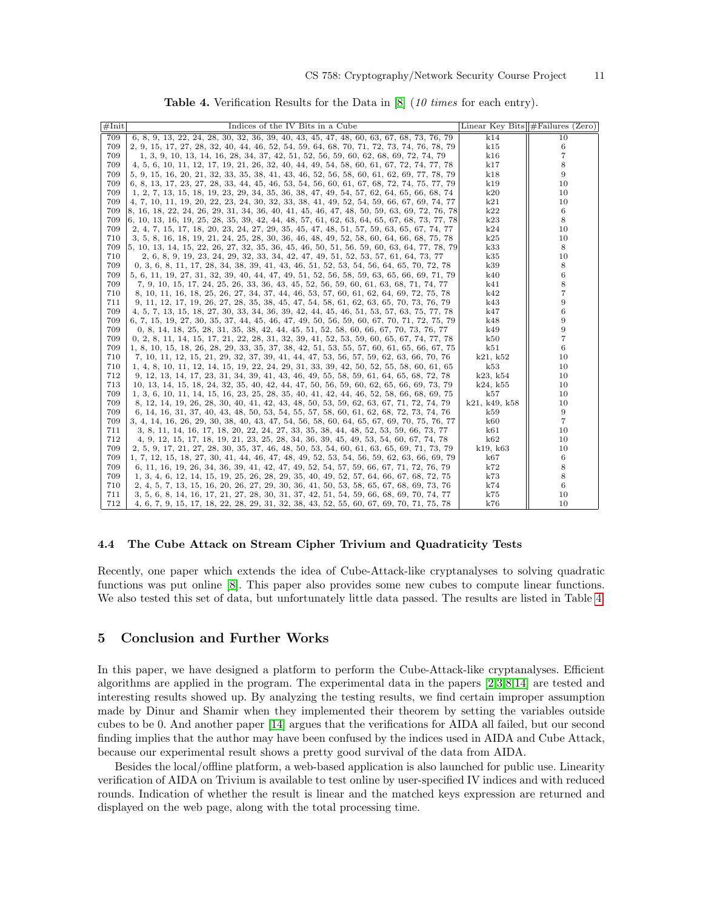**Table 4.** Verification Results for the Data in [8] (*10 times* for each entry).

| #Init | Indices of the IV Bits in a Cube | Linear Key Bits | #Failures (Zero) |
|---|---|---|---|
| 709 | 6, 8, 9, 13, 22, 24, 28, 30, 32, 36, 39, 40, 43, 45, 47, 48, 60, 63, 67, 68, 73, 76, 79 | k14 | 10 |
| 709 | 2, 9, 15, 17, 27, 28, 32, 40, 44, 46, 52, 54, 59, 64, 68, 70, 71, 72, 73, 74, 76, 78, 79 | k15 | 6 |
| 709 | 1, 3, 9, 10, 13, 14, 16, 28, 34, 37, 42, 51, 52, 56, 59, 60, 62, 68, 69, 72, 74, 79 | k16 | 7 |
| 709 | 4, 5, 6, 10, 11, 12, 17, 19, 21, 26, 32, 40, 44, 49, 54, 58, 60, 61, 67, 72, 74, 77, 78 | k17 | 8 |
| 709 | 5, 9, 15, 16, 20, 21, 32, 33, 35, 38, 41, 43, 46, 52, 56, 58, 60, 61, 62, 69, 77, 78, 79 | k18 | 9 |
| 709 | 6, 8, 13, 17, 23, 27, 28, 33, 44, 45, 46, 53, 54, 56, 60, 61, 67, 68, 72, 74, 75, 77, 79 | k19 | 10 |
| 709 | 1, 2, 7, 13, 15, 18, 19, 23, 29, 34, 35, 36, 38, 47, 49, 54, 57, 62, 64, 65, 66, 68, 74 | k20 | 10 |
| 709 | 4, 7, 10, 11, 19, 20, 22, 23, 24, 30, 32, 33, 38, 41, 49, 52, 54, 59, 66, 67, 69, 74, 77 | k21 | 10 |
| 709 | 8, 16, 18, 22, 24, 26, 29, 31, 34, 36, 40, 41, 45, 46, 47, 48, 50, 59, 63, 69, 72, 76, 78 | k22 | 6 |
| 709 | 6, 10, 13, 16, 19, 25, 28, 35, 39, 42, 44, 48, 57, 61, 62, 63, 64, 65, 67, 68, 73, 77, 78 | k23 | 8 |
| 709 | 2, 4, 7, 15, 17, 18, 20, 23, 24, 27, 29, 35, 45, 47, 48, 51, 57, 59, 63, 65, 67, 74, 77 | k24 | 10 |
| 710 | 3, 5, 8, 16, 18, 19, 21, 24, 25, 28, 30, 36, 46, 48, 49, 52, 58, 60, 64, 66, 68, 75, 78 | k25 | 10 |
| 709 | 5, 10, 13, 14, 15, 22, 26, 27, 32, 35, 36, 45, 46, 50, 51, 56, 59, 60, 63, 64, 77, 78, 79 | k33 | 8 |
| 710 | 2, 6, 8, 9, 19, 23, 24, 29, 32, 33, 34, 42, 47, 49, 51, 52, 53, 57, 61, 64, 73, 77 | k35 | 10 |
| 709 | 0, 3, 6, 8, 11, 17, 28, 34, 38, 39, 41, 43, 46, 51, 52, 53, 54, 56, 64, 65, 70, 72, 78 | k39 | 8 |
| 709 | 5, 6, 11, 19, 27, 31, 32, 39, 40, 44, 47, 49, 51, 52, 56, 58, 59, 63, 65, 66, 69, 71, 79 | k40 | 6 |
| 709 | 7, 9, 10, 15, 17, 24, 25, 26, 33, 36, 43, 45, 52, 56, 59, 60, 61, 63, 68, 71, 74, 77 | k41 | 8 |
| 710 | 8, 10, 11, 16, 18, 25, 26, 27, 34, 37, 44, 46, 53, 57, 60, 61, 62, 64, 69, 72, 75, 78 | k42 | 7 |
| 711 | 9, 11, 12, 17, 19, 26, 27, 28, 35, 38, 45, 47, 54, 58, 61, 62, 63, 65, 70, 73, 76, 79 | k43 | 9 |
| 709 | 4, 5, 7, 13, 15, 18, 27, 30, 33, 34, 36, 39, 42, 44, 45, 46, 51, 53, 57, 63, 75, 77, 78 | k47 | 6 |
| 709 | 6, 7, 15, 19, 27, 30, 35, 37, 44, 45, 46, 47, 49, 50, 56, 59, 60, 67, 70, 71, 72, 75, 79 | k48 | 9 |
| 709 | 0, 8, 14, 18, 25, 28, 31, 35, 38, 42, 44, 45, 51, 52, 58, 60, 66, 67, 70, 73, 76, 77 | k49 | 9 |
| 709 | 0, 2, 8, 11, 14, 15, 17, 21, 22, 28, 31, 32, 39, 41, 52, 53, 59, 60, 65, 67, 74, 77, 78 | k50 | 7 |
| 709 | 1, 8, 10, 15, 18, 26, 28, 29, 33, 35, 37, 38, 42, 51, 53, 55, 57, 60, 61, 65, 66, 67, 75 | k51 | 6 |
| 710 | 7, 10, 11, 12, 15, 21, 29, 32, 37, 39, 41, 44, 47, 53, 56, 57, 59, 62, 63, 66, 70, 76 | k21, k52 | 10 |
| 710 | 1, 4, 8, 10, 11, 12, 14, 15, 19, 22, 24, 29, 31, 33, 39, 42, 50, 52, 55, 58, 60, 61, 65 | k53 | 10 |
| 712 | 9, 12, 13, 14, 17, 23, 31, 34, 39, 41, 43, 46, 49, 55, 58, 59, 61, 64, 65, 68, 72, 78 | k23, k54 | 10 |
| 713 | 10, 13, 14, 15, 18, 24, 32, 35, 40, 42, 44, 47, 50, 56, 59, 60, 62, 65, 66, 69, 73, 79 | k24, k55 | 10 |
| 709 | 1, 3, 6, 10, 11, 14, 15, 16, 23, 25, 28, 35, 40, 41, 42, 44, 46, 52, 58, 66, 68, 69, 75 | k57 | 10 |
| 709 | 8, 12, 14, 19, 26, 28, 30, 40, 41, 42, 43, 48, 50, 53, 59, 62, 63, 67, 71, 72, 74, 79 | k21, k49, k58 | 10 |
| 709 | 6, 14, 16, 31, 37, 40, 43, 48, 50, 53, 54, 55, 57, 58, 60, 61, 62, 68, 72, 73, 74, 76 | k59 | 9 |
| 709 | 3, 4, 14, 16, 26, 29, 30, 38, 40, 43, 47, 54, 56, 58, 60, 64, 65, 67, 69, 70, 75, 76, 77 | k60 | 7 |
| 711 | 3, 8, 11, 14, 16, 17, 18, 20, 22, 24, 27, 33, 35, 38, 44, 48, 52, 53, 59, 66, 73, 77 | k61 | 10 |
| 712 | 4, 9, 12, 15, 17, 18, 19, 21, 23, 25, 28, 34, 36, 39, 45, 49, 53, 54, 60, 67, 74, 78 | k62 | 10 |
| 709 | 2, 5, 9, 17, 21, 27, 28, 30, 35, 37, 46, 48, 50, 53, 54, 60, 61, 63, 65, 69, 71, 73, 79 | k19, k63 | 10 |
| 709 | 1, 7, 12, 15, 18, 27, 30, 41, 44, 46, 47, 48, 49, 52, 53, 54, 56, 59, 62, 63, 66, 69, 79 | k67 | 6 |
| 709 | 6, 11, 16, 19, 26, 34, 36, 39, 41, 42, 47, 49, 52, 54, 57, 59, 66, 67, 71, 72, 76, 79 | k72 | 8 |
| 709 | 1, 3, 4, 6, 12, 14, 15, 19, 25, 26, 28, 29, 35, 40, 49, 52, 57, 64, 66, 67, 68, 72, 75 | k73 | 8 |
| 710 | 2, 4, 5, 7, 13, 15, 16, 20, 26, 27, 29, 30, 36, 41, 50, 53, 58, 65, 67, 68, 69, 73, 76 | k74 | 6 |
| 711 | 3, 5, 6, 8, 14, 16, 17, 21, 27, 28, 30, 31, 37, 42, 51, 54, 59, 66, 68, 69, 70, 74, 77 | k75 | 10 |
| 712 | 4, 6, 7, 9, 15, 17, 18, 22, 28, 29, 31, 32, 38, 43, 52, 55, 60, 67, 69, 70, 71, 75, 78 | k76 | 10 |

### 4.4 The Cube Attack on Stream Cipher Trivium and Quadraticity Tests

Recently, one paper which extends the idea of Cube-Attack-like cryptanalyses to solving quadratic functions was put online [8]. This paper also provides some new cubes to compute linear functions. We also tested this set of data, but unfortunately little data passed. The results are listed in Table 4.

## 5 Conclusion and Further Works

In this paper, we have designed a platform to perform the Cube-Attack-like cryptanalyses. Efficient algorithms are applied in the program. The experimental data in the papers [2,3,8,14] are tested and interesting results showed up. By analyzing the testing results, we find certain improper assumption made by Dinur and Shamir when they implemented their theorem by setting the variables outside cubes to be 0. And another paper [14] argues that the verifications for AIDA all failed, but our second finding implies that the author may have been confused by the indices used in AIDA and Cube Attack, because our experimental result shows a pretty good survival of the data from AIDA.

Besides the local/offline platform, a web-based application is also launched for public use. Linearity verification of AIDA on Trivium is available to test online by user-specified IV indices and with reduced rounds. Indication of whether the result is linear and the matched keys expression are returned and displayed on the web page, along with the total processing time.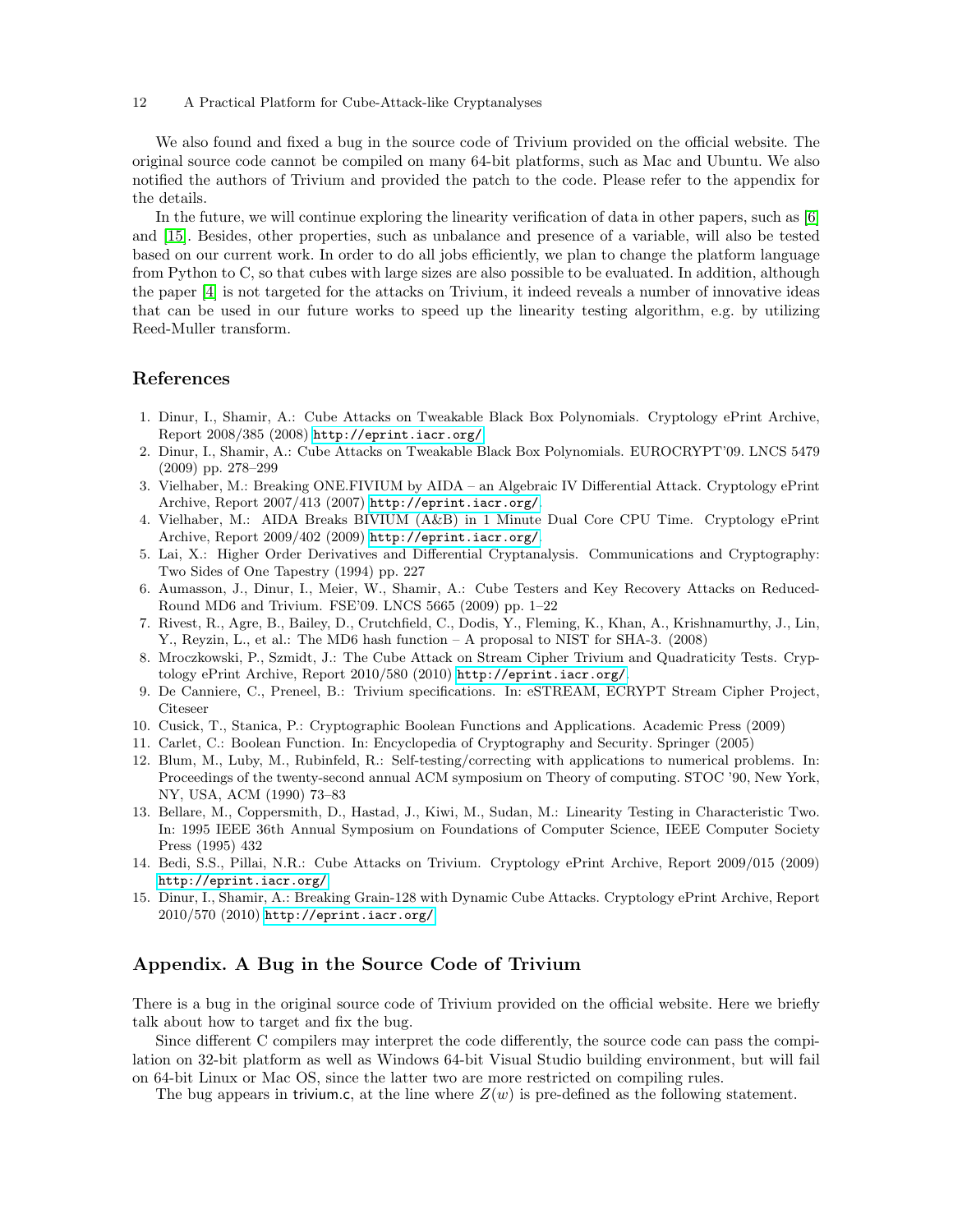We also found and fixed a bug in the source code of Trivium provided on the official website. The original source code cannot be compiled on many 64-bit platforms, such as Mac and Ubuntu. We also notified the authors of Trivium and provided the patch to the code. Please refer to the appendix for the details.

In the future, we will continue exploring the linearity verification of data in other papers, such as [6] and [15]. Besides, other properties, such as unbalance and presence of a variable, will also be tested based on our current work. In order to do all jobs efficiently, we plan to change the platform language from Python to C, so that cubes with large sizes are also possible to be evaluated. In addition, although the paper [4] is not targeted for the attacks on Trivium, it indeed reveals a number of innovative ideas that can be used in our future works to speed up the linearity testing algorithm, e.g. by utilizing Reed-Muller transform.

## References

1. Dinur, I., Shamir, A.: Cube Attacks on Tweakable Black Box Polynomials. Cryptology ePrint Archive, Report 2008/385 (2008) `http://eprint.iacr.org/`
2. Dinur, I., Shamir, A.: Cube Attacks on Tweakable Black Box Polynomials. EUROCRYPT'09. LNCS 5479 (2009) pp. 278–299
3. Vielhaber, M.: Breaking ONE.FIVIUM by AIDA – an Algebraic IV Differential Attack. Cryptology ePrint Archive, Report 2007/413 (2007) `http://eprint.iacr.org/`.
4. Vielhaber, M.: AIDA Breaks BIVIUM (A&B) in 1 Minute Dual Core CPU Time. Cryptology ePrint Archive, Report 2009/402 (2009) `http://eprint.iacr.org/`.
5. Lai, X.: Higher Order Derivatives and Differential Cryptanalysis. Communications and Cryptography: Two Sides of One Tapestry (1994) pp. 227
6. Aumasson, J., Dinur, I., Meier, W., Shamir, A.: Cube Testers and Key Recovery Attacks on Reduced-Round MD6 and Trivium. FSE'09. LNCS 5665 (2009) pp. 1–22
7. Rivest, R., Agre, B., Bailey, D., Crutchfield, C., Dodis, Y., Fleming, K., Khan, A., Krishnamurthy, J., Lin, Y., Reyzin, L., et al.: The MD6 hash function – A proposal to NIST for SHA-3. (2008)
8. Mroczkowski, P., Szmidt, J.: The Cube Attack on Stream Cipher Trivium and Quadraticity Tests. Cryptology ePrint Archive, Report 2010/580 (2010) `http://eprint.iacr.org/`.
9. De Canniere, C., Preneel, B.: Trivium specifications. In: eSTREAM, ECRYPT Stream Cipher Project, Citeseer
10. Cusick, T., Stanica, P.: Cryptographic Boolean Functions and Applications. Academic Press (2009)
11. Carlet, C.: Boolean Function. In: Encyclopedia of Cryptography and Security. Springer (2005)
12. Blum, M., Luby, M., Rubinfeld, R.: Self-testing/correcting with applications to numerical problems. In: Proceedings of the twenty-second annual ACM symposium on Theory of computing. STOC '90, New York, NY, USA, ACM (1990) 73–83
13. Bellare, M., Coppersmith, D., Hastad, J., Kiwi, M., Sudan, M.: Linearity Testing in Characteristic Two. In: 1995 IEEE 36th Annual Symposium on Foundations of Computer Science, IEEE Computer Society Press (1995) 432
14. Bedi, S.S., Pillai, N.R.: Cube Attacks on Trivium. Cryptology ePrint Archive, Report 2009/015 (2009) `http://eprint.iacr.org/`
15. Dinur, I., Shamir, A.: Breaking Grain-128 with Dynamic Cube Attacks. Cryptology ePrint Archive, Report 2010/570 (2010) `http://eprint.iacr.org/`

## Appendix. A Bug in the Source Code of Trivium

There is a bug in the original source code of Trivium provided on the official website. Here we briefly talk about how to target and fix the bug.

Since different C compilers may interpret the code differently, the source code can pass the compilation on 32-bit platform as well as Windows 64-bit Visual Studio building environment, but will fail on 64-bit Linux or Mac OS, since the latter two are more restricted on compiling rules.

The bug appears in trivium.c, at the line where $Z(w)$ is pre-defined as the following statement.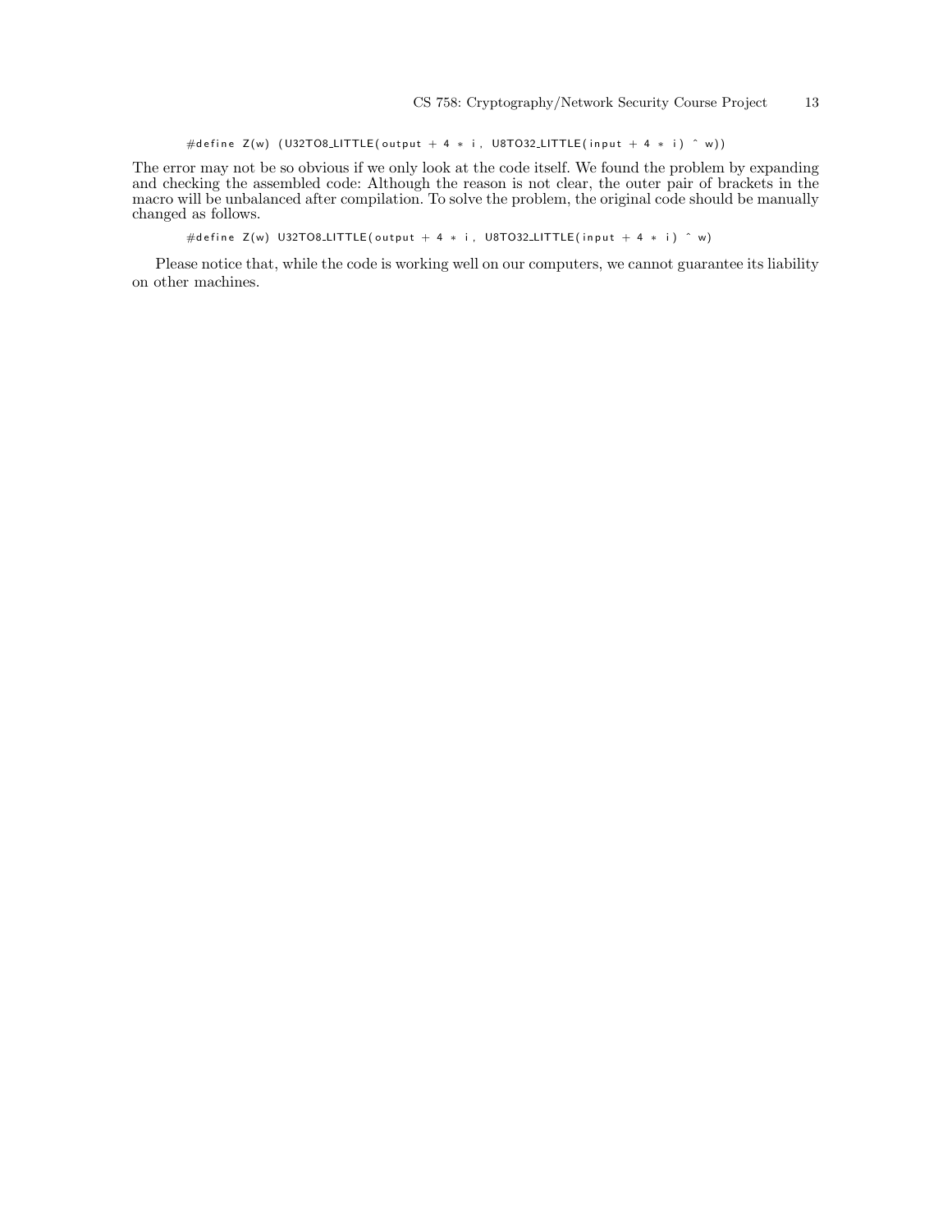```
#define Z(w) (U32TO8_LITTLE(output + 4 * i, U8TO32_LITTLE(input + 4 * i) ^ w))
```

The error may not be so obvious if we only look at the code itself. We found the problem by expanding and checking the assembled code: Although the reason is not clear, the outer pair of brackets in the macro will be unbalanced after compilation. To solve the problem, the original code should be manually changed as follows.

```
#define Z(w) U32TO8_LITTLE(output + 4 * i, U8TO32_LITTLE(input + 4 * i) ^ w)
```

Please notice that, while the code is working well on our computers, we cannot guarantee its liability on other machines.